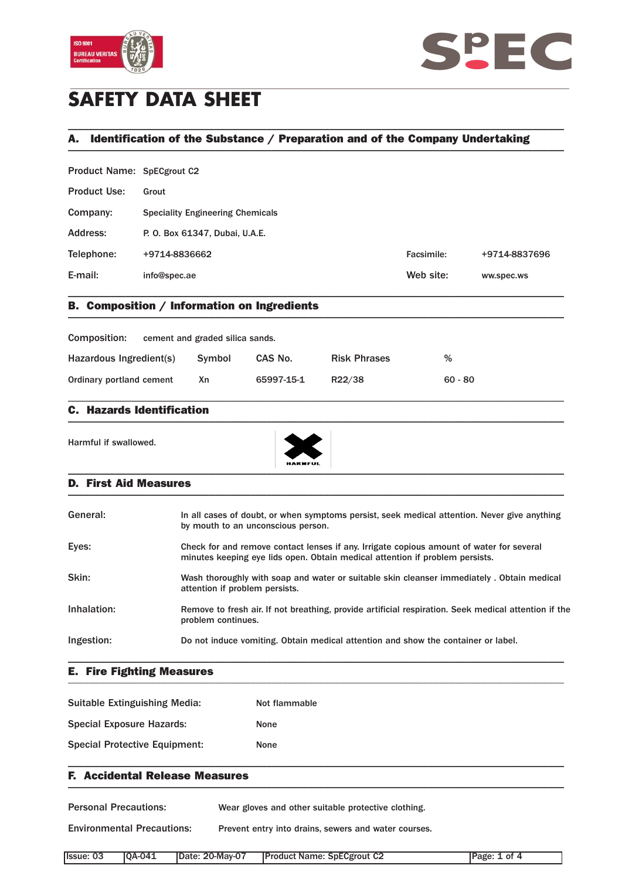# SAFETY DATA SHEET

## A. Identification of the Substance / Preparation and of the Company Undertaking

| | | | |
|---|---|---|---|
| Product Name: | SpECgrout C2 | | |
| Product Use: | Grout | | |
| Company: | Speciality Engineering Chemicals | | |
| Address: | P. O. Box 61347, Dubai, U.A.E. | | |
| Telephone: | +9714-8836662 | Facsimile: | +9714-8837696 |
| E-mail: | info@spec.ae | Web site: | ww.spec.ws |

## B. Composition / Information on Ingredients

Composition: cement and graded silica sands.

| Hazardous Ingredient(s) | Symbol | CAS No. | Risk Phrases | % |
|---|---|---|---|---|
| Ordinary portland cement | Xn | 65997-15-1 | R22/38 | 60 - 80 |

## C. Hazards Identification

Harmful if swallowed.

HARMFUL

## D. First Aid Measures

| | |
|---|---|
| General: | In all cases of doubt, or when symptoms persist, seek medical attention. Never give anything by mouth to an unconscious person. |
| Eyes: | Check for and remove contact lenses if any. Irrigate copious amount of water for several minutes keeping eye lids open. Obtain medical attention if problem persists. |
| Skin: | Wash thoroughly with soap and water or suitable skin cleanser immediately . Obtain medical attention if problem persists. |
| Inhalation: | Remove to fresh air. If not breathing, provide artificial respiration. Seek medical attention if the problem continues. |
| Ingestion: | Do not induce vomiting. Obtain medical attention and show the container or label. |

## E. Fire Fighting Measures

| | |
|---|---|
| Suitable Extinguishing Media: | Not flammable |
| Special Exposure Hazards: | None |
| Special Protective Equipment: | None |

## F. Accidental Release Measures

| | |
|---|---|
| Personal Precautions: | Wear gloves and other suitable protective clothing. |
| Environmental Precautions: | Prevent entry into drains, sewers and water courses. |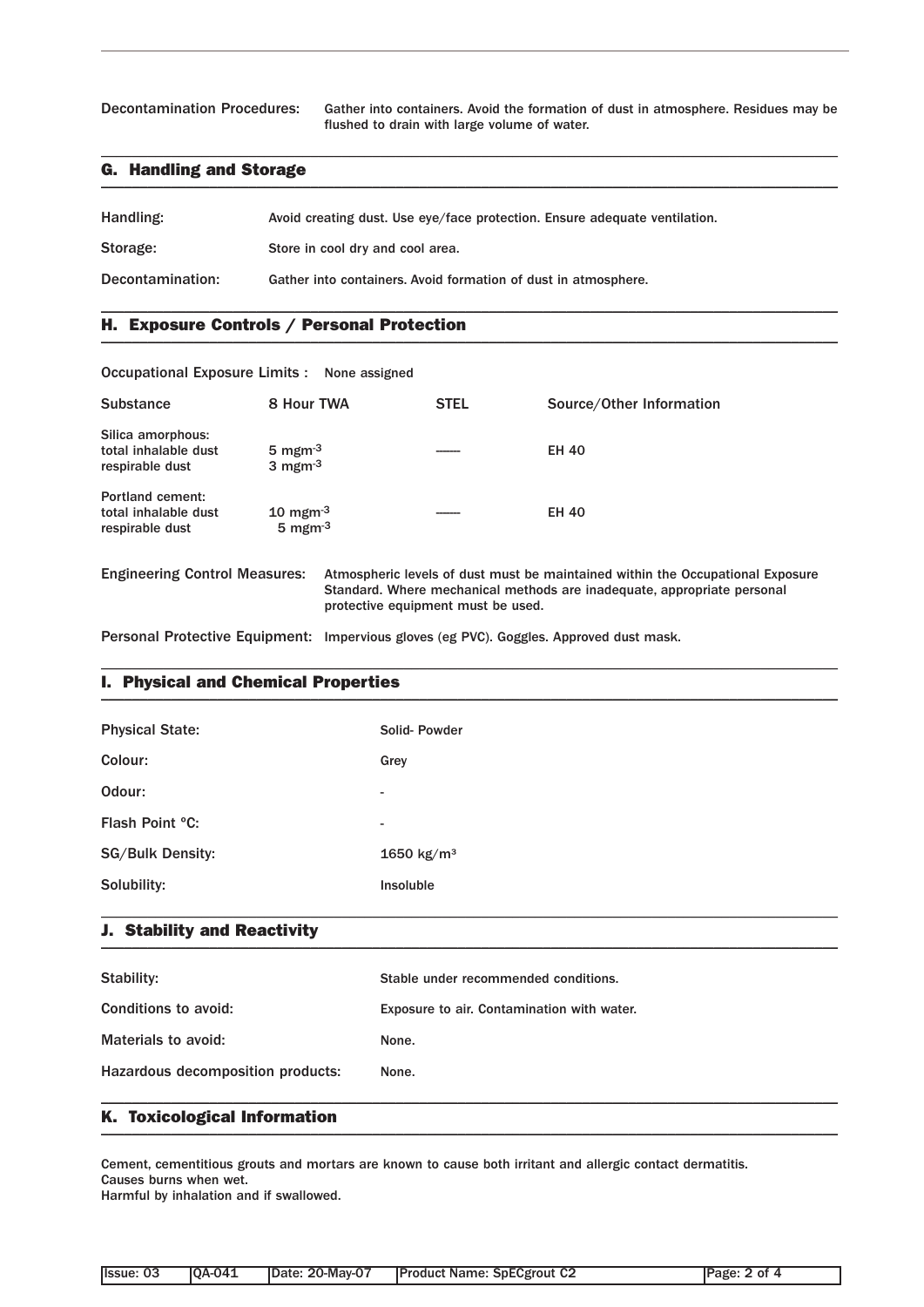Decontamination Procedures: Gather into containers. Avoid the formation of dust in atmosphere. Residues may be flushed to drain with large volume of water.

## G. Handling and Storage

Handling: Avoid creating dust. Use eye/face protection. Ensure adequate ventilation.

Storage: Store in cool dry and cool area.

Decontamination: Gather into containers. Avoid formation of dust in atmosphere.

## H. Exposure Controls / Personal Protection

Occupational Exposure Limits : None assigned

| Substance | 8 Hour TWA | STEL | Source/Other Information |
|---|---|---|---|
| Silica amorphous:<br>total inhalable dust<br>respirable dust | $5\ mgm^{-3}$<br>$3\ mgm^{-3}$ | —— | EH 40 |
| Portland cement:<br>total inhalable dust<br>respirable dust | $10\ mgm^{-3}$<br>$5\ mgm^{-3}$ | —— | EH 40 |

Engineering Control Measures: Atmospheric levels of dust must be maintained within the Occupational Exposure Standard. Where mechanical methods are inadequate, appropriate personal protective equipment must be used.

Personal Protective Equipment: Impervious gloves (eg PVC). Goggles. Approved dust mask.

## I. Physical and Chemical Properties

| | |
|---|---|
| Physical State: | Solid- Powder |
| Colour: | Grey |
| Odour: | - |
| Flash Point °C: | - |
| SG/Bulk Density: | 1650 kg/m³ |
| Solubility: | Insoluble |

## J. Stability and Reactivity

| | |
|---|---|
| Stability: | Stable under recommended conditions. |
| Conditions to avoid: | Exposure to air. Contamination with water. |
| Materials to avoid: | None. |
| Hazardous decomposition products: | None. |

## K. Toxicological Information

Cement, cementitious grouts and mortars are known to cause both irritant and allergic contact dermatitis.
Causes burns when wet.
Harmful by inhalation and if swallowed.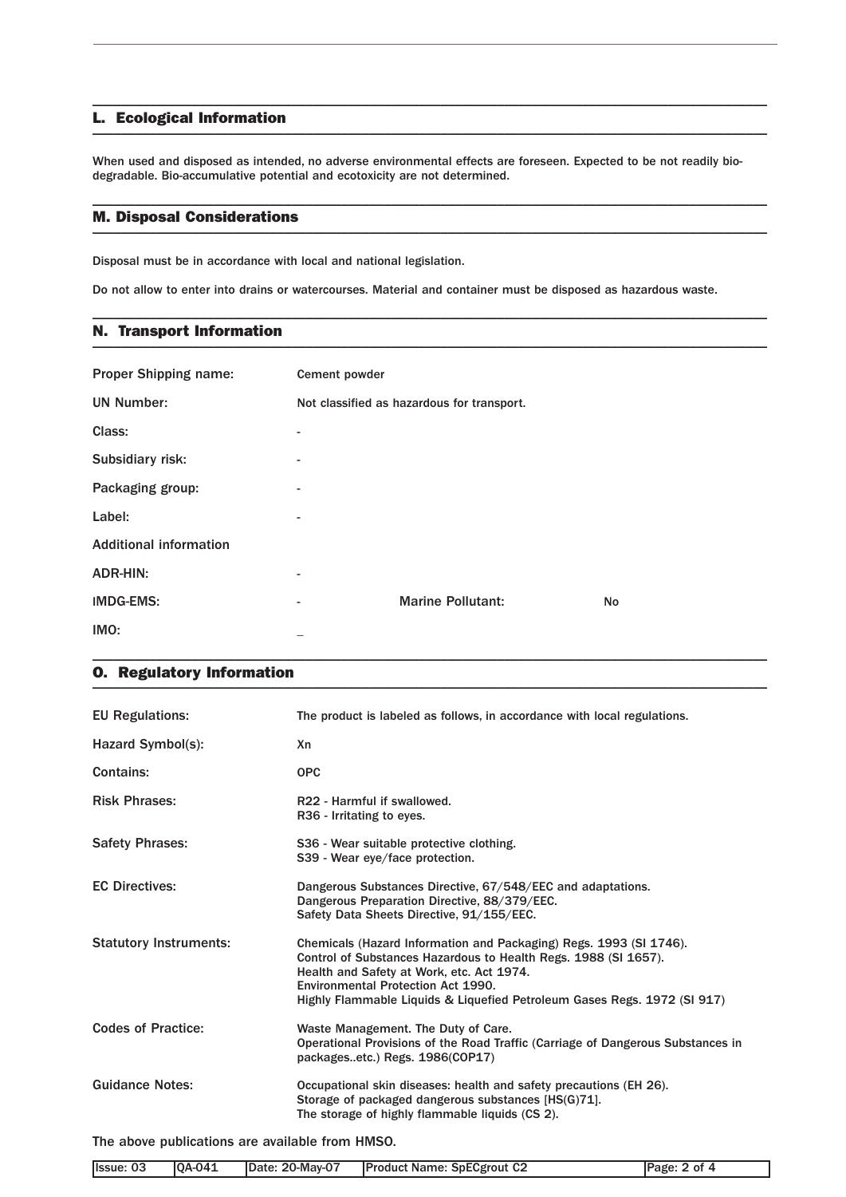## L. Ecological Information

When used and disposed as intended, no adverse environmental effects are foreseen. Expected to be not readily bio-degradable. Bio-accumulative potential and ecotoxicity are not determined.

## M. Disposal Considerations

Disposal must be in accordance with local and national legislation.

Do not allow to enter into drains or watercourses. Material and container must be disposed as hazardous waste.

## N. Transport Information

| | | | |
|---|---|---|---|
| Proper Shipping name: | Cement powder | | |
| UN Number: | Not classified as hazardous for transport. | | |
| Class: | - | | |
| Subsidiary risk: | - | | |
| Packaging group: | - | | |
| Label: | - | | |
| Additional information | | | |
| ADR-HIN: | - | | |
| IMDG-EMS: | - | Marine Pollutant: | No |
| IMO: | _ | | |

## O. Regulatory Information

| | |
|---|---|
| EU Regulations: | The product is labeled as follows, in accordance with local regulations. |
| Hazard Symbol(s): | Xn |
| Contains: | OPC |
| Risk Phrases: | R22 - Harmful if swallowed.<br>R36 - Irritating to eyes. |
| Safety Phrases: | S36 - Wear suitable protective clothing.<br>S39 - Wear eye/face protection. |
| EC Directives: | Dangerous Substances Directive, 67/548/EEC and adaptations.<br>Dangerous Preparation Directive, 88/379/EEC.<br>Safety Data Sheets Directive, 91/155/EEC. |
| Statutory Instruments: | Chemicals (Hazard Information and Packaging) Regs. 1993 (SI 1746).<br>Control of Substances Hazardous to Health Regs. 1988 (SI 1657).<br>Health and Safety at Work, etc. Act 1974.<br>Environmental Protection Act 1990.<br>Highly Flammable Liquids & Liquefied Petroleum Gases Regs. 1972 (SI 917) |
| Codes of Practice: | Waste Management. The Duty of Care.<br>Operational Provisions of the Road Traffic (Carriage of Dangerous Substances in packages..etc.) Regs. 1986(COP17) |
| Guidance Notes: | Occupational skin diseases: health and safety precautions (EH 26).<br>Storage of packaged dangerous substances [HS(G)71].<br>The storage of highly flammable liquids (CS 2). |

The above publications are available from HMSO.

| Issue: 03 | QA-041 | Date: 20-May-07 | Product Name: SpECgrout C2 |
|---|---|---|---|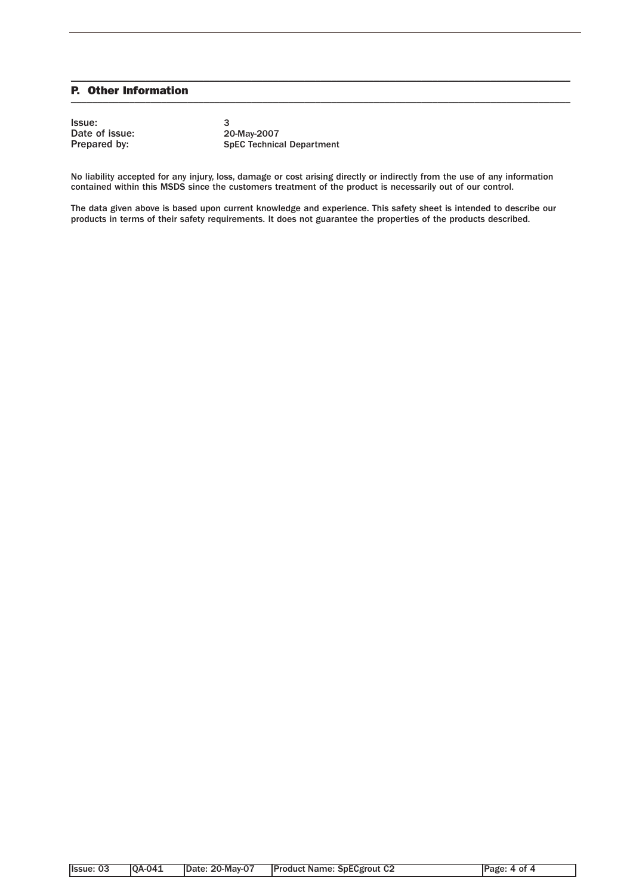## P. Other Information

| | |
|---|---|
| Issue: | 3 |
| Date of issue: | 20-May-2007 |
| Prepared by: | SpEC Technical Department |

No liability accepted for any injury, loss, damage or cost arising directly or indirectly from the use of any information contained within this MSDS since the customers treatment of the product is necessarily out of our control.

The data given above is based upon current knowledge and experience. This safety sheet is intended to describe our products in terms of their safety requirements. It does not guarantee the properties of the products described.